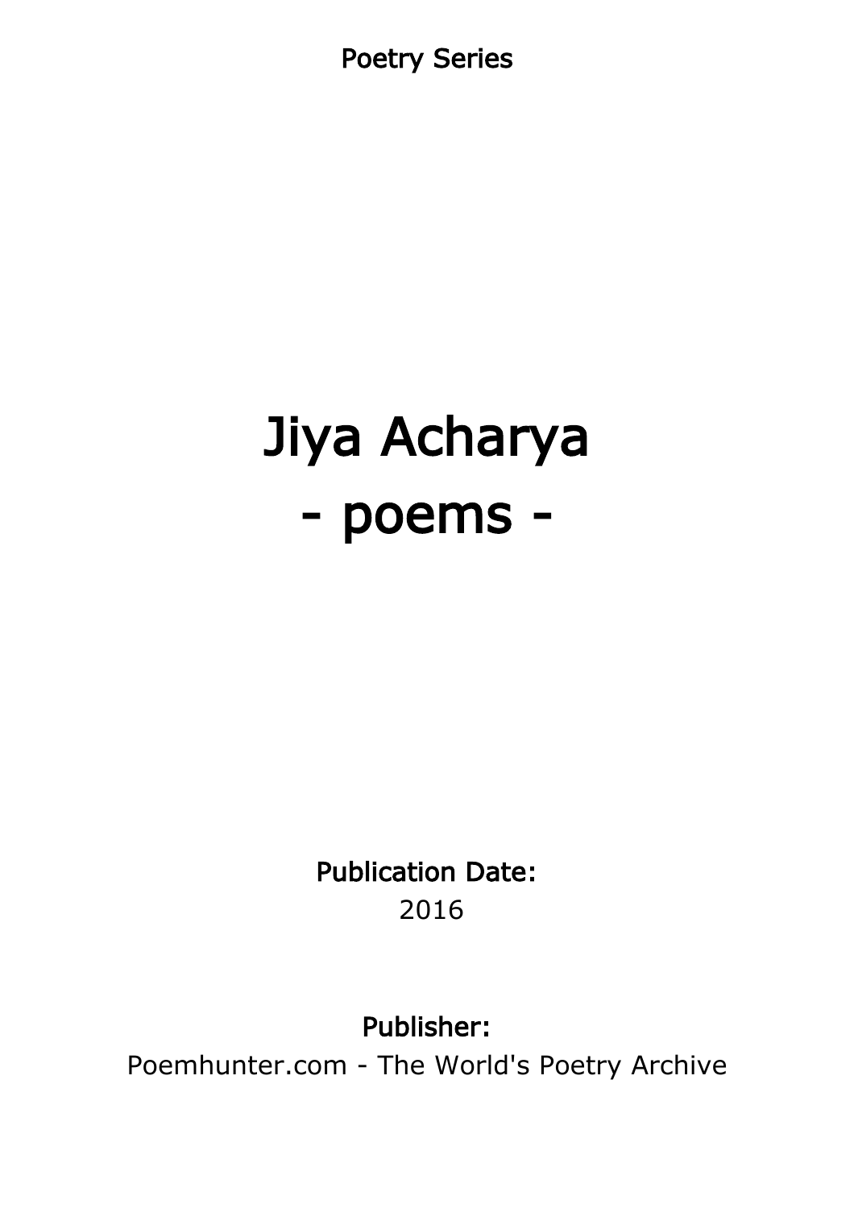Poetry Series

# Jiya Acharya
# - poems -

**Publication Date:**
2016

**Publisher:**
Poemhunter.com - The World's Poetry Archive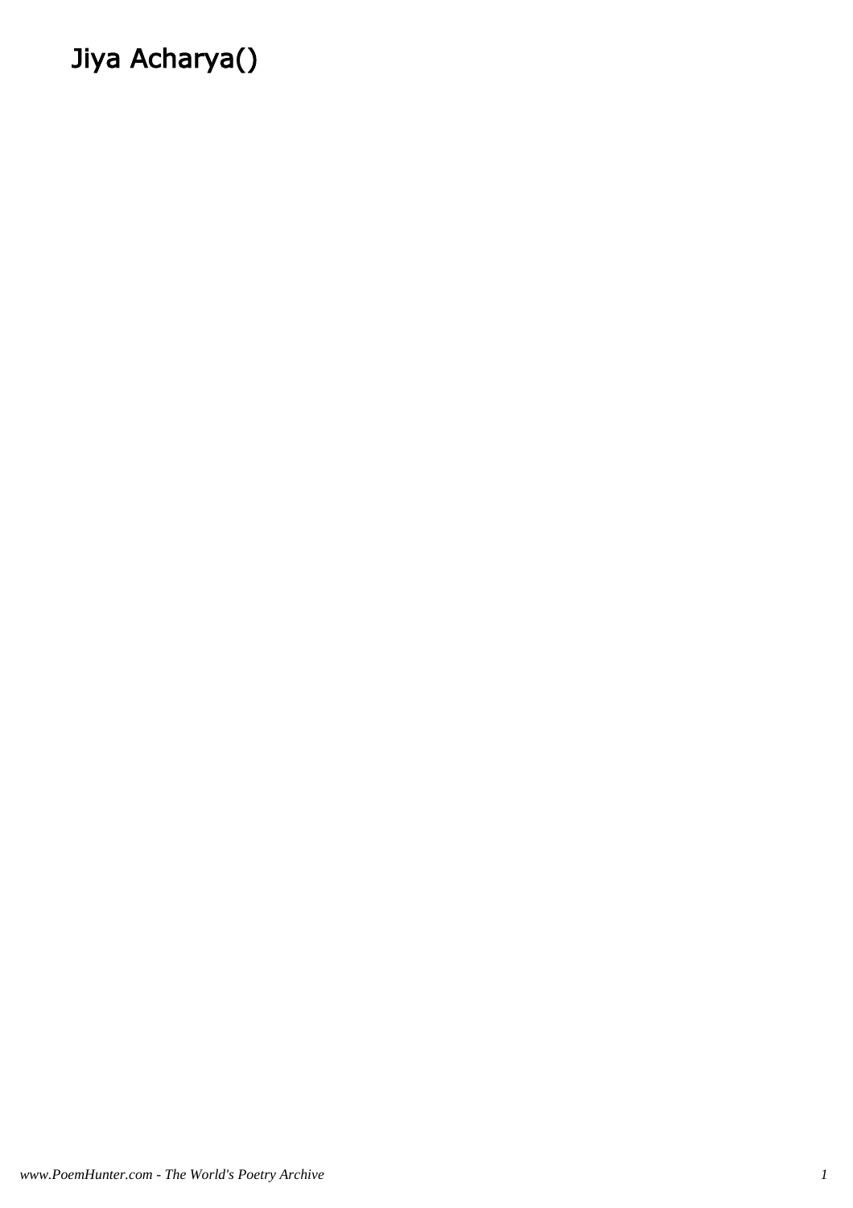# Jiya Acharya()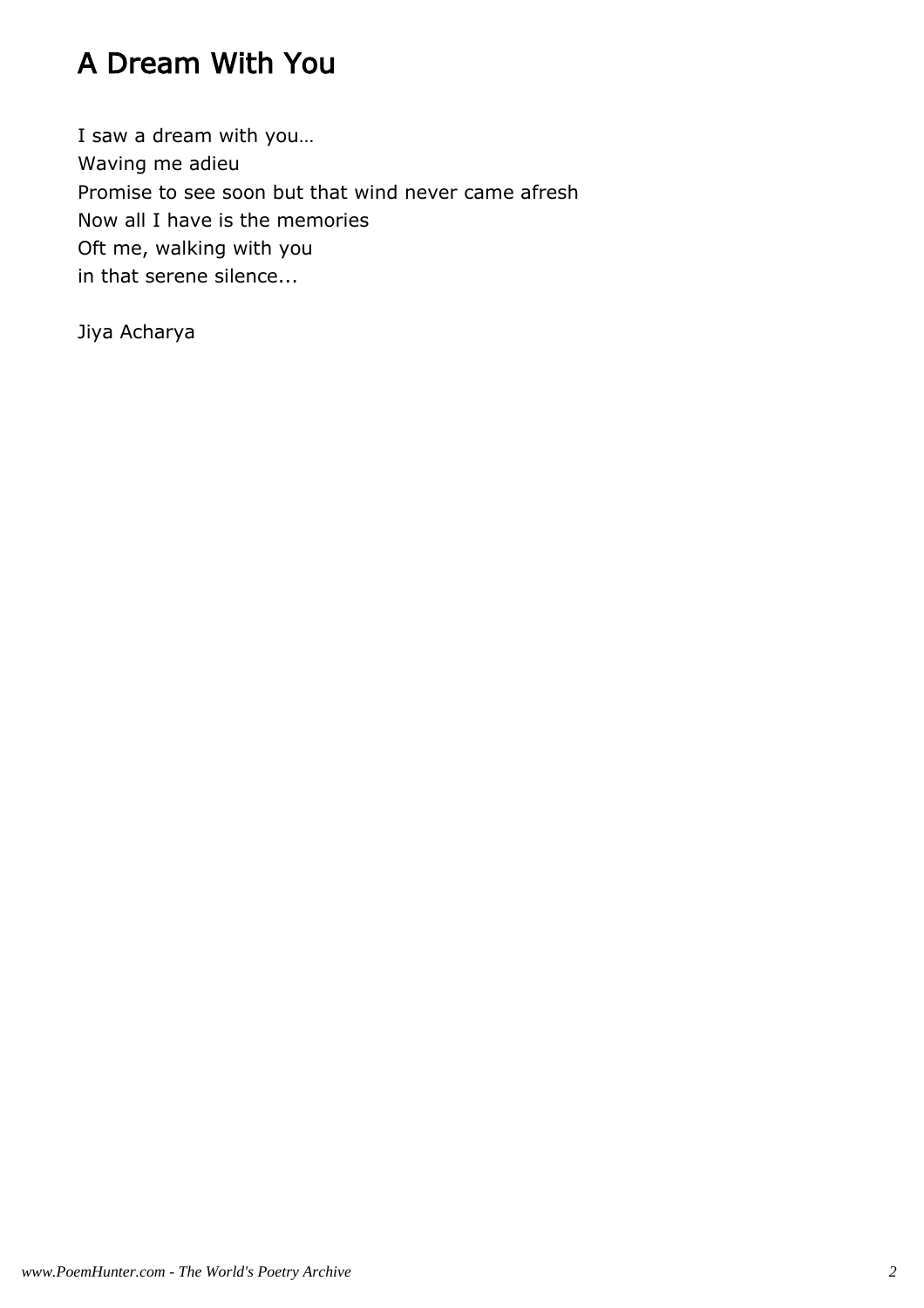# A Dream With You

I saw a dream with you…
Waving me adieu
Promise to see soon but that wind never came afresh
Now all I have is the memories
Oft me, walking with you
in that serene silence...

Jiya Acharya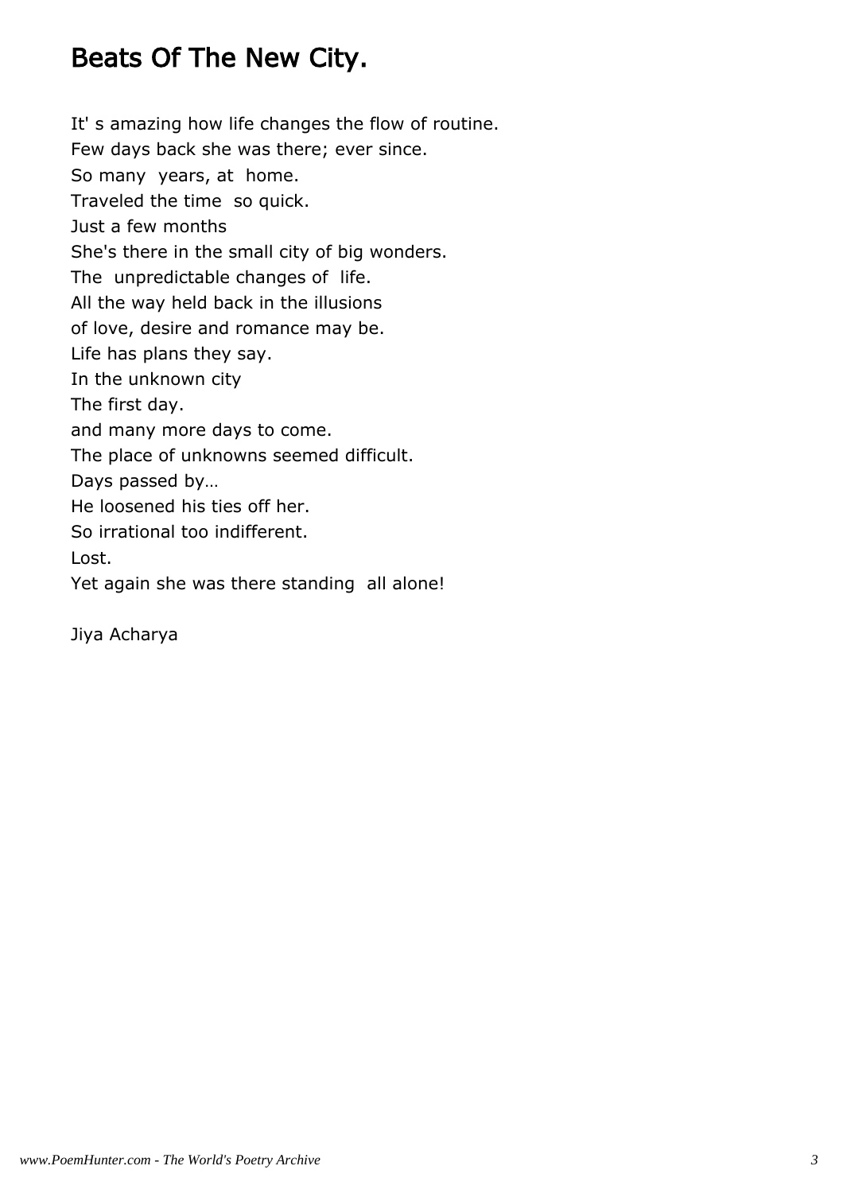# Beats Of The New City.

It' s amazing how life changes the flow of routine.
Few days back she was there; ever since.
So many years, at home.
Traveled the time so quick.
Just a few months
She's there in the small city of big wonders.
The unpredictable changes of life.
All the way held back in the illusions
of love, desire and romance may be.
Life has plans they say.
In the unknown city
The first day.
and many more days to come.
The place of unknowns seemed difficult.
Days passed by…
He loosened his ties off her.
So irrational too indifferent.
Lost.
Yet again she was there standing all alone!

Jiya Acharya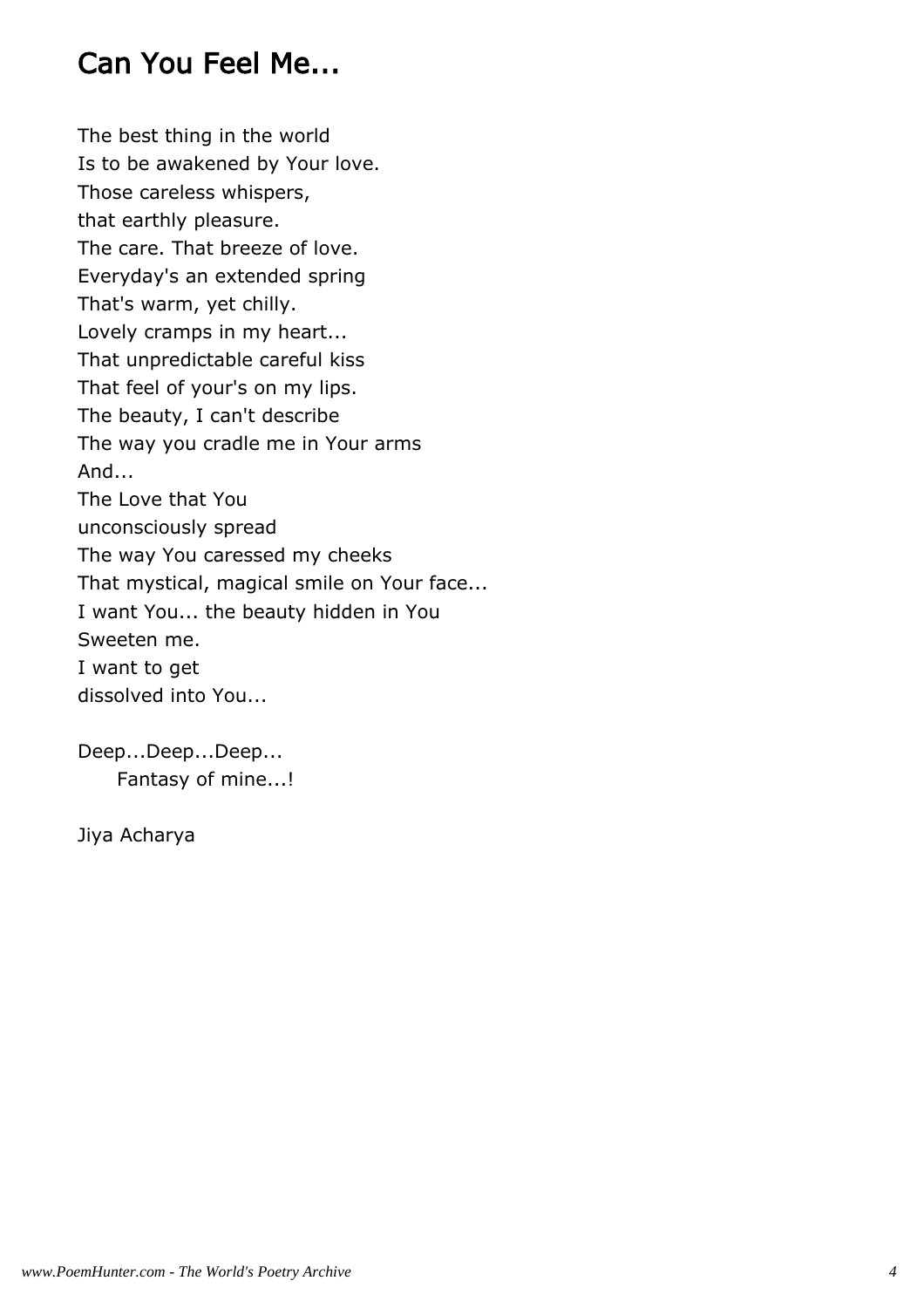# Can You Feel Me...

The best thing in the world  
Is to be awakened by Your love.  
Those careless whispers,  
that earthly pleasure.  
The care. That breeze of love.  
Everyday's an extended spring  
That's warm, yet chilly.  
Lovely cramps in my heart...  
That unpredictable careful kiss  
That feel of your's on my lips.  
The beauty, I can't describe  
The way you cradle me in Your arms  
And...  
The Love that You  
unconsciously spread  
The way You caressed my cheeks  
That mystical, magical smile on Your face...  
I want You... the beauty hidden in You  
Sweeten me.  
I want to get  
dissolved into You...

Deep...Deep...Deep...  
&nbsp;&nbsp;&nbsp;&nbsp;Fantasy of mine...!

Jiya Acharya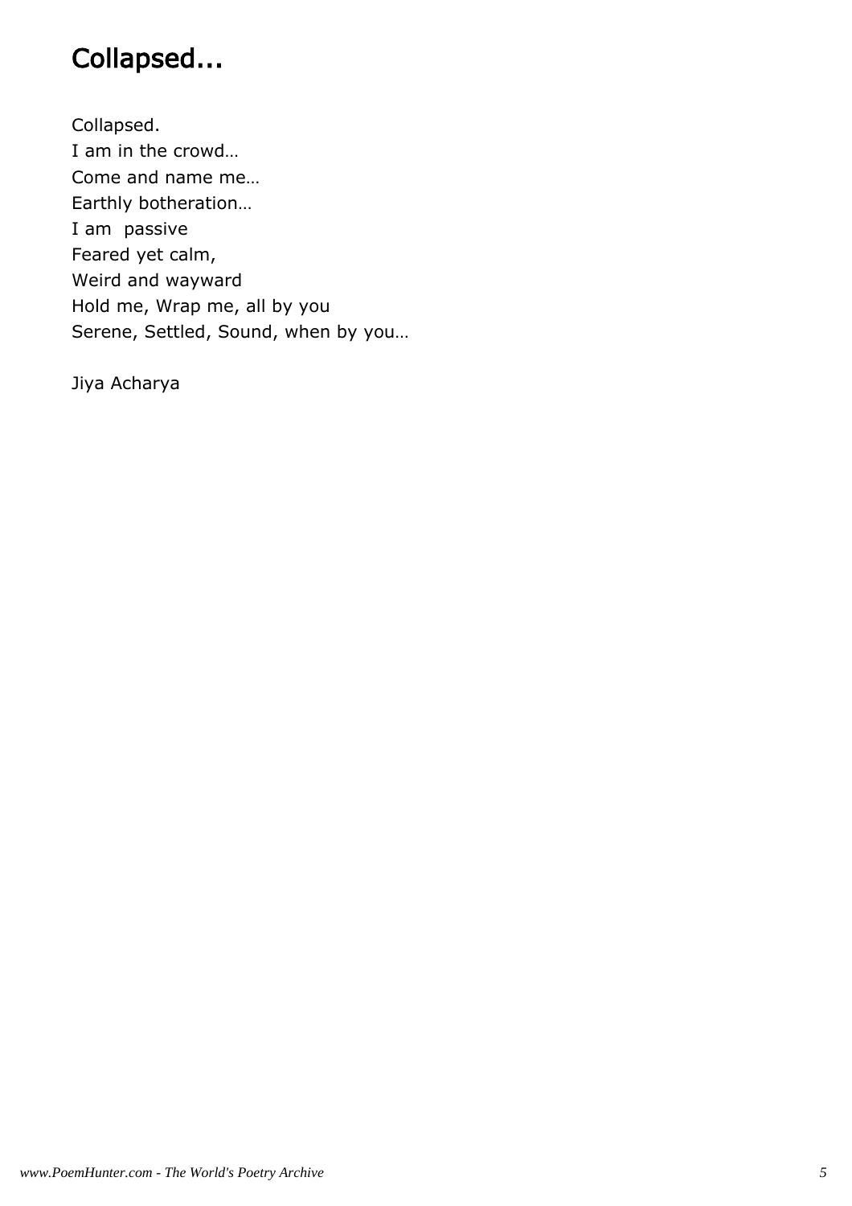# Collapsed...

Collapsed.  
I am in the crowd…  
Come and name me…  
Earthly botheration…  
I am  passive  
Feared yet calm,  
Weird and wayward  
Hold me, Wrap me, all by you  
Serene, Settled, Sound, when by you…

Jiya Acharya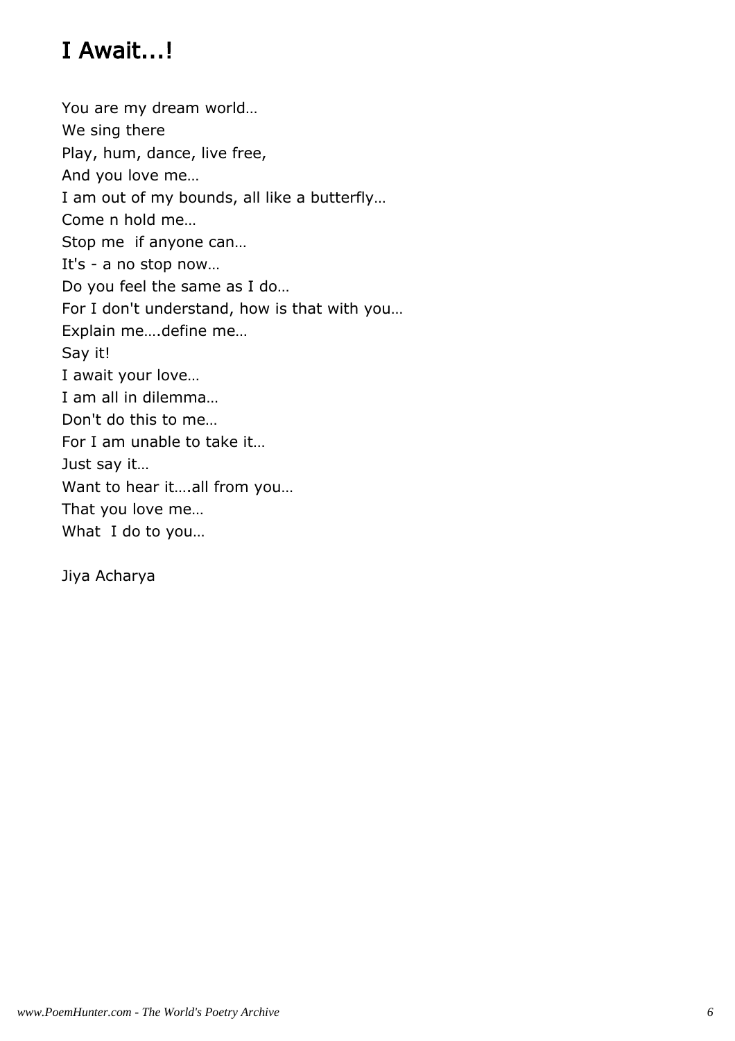# I Await...!

You are my dream world…  
We sing there  
Play, hum, dance, live free,  
And you love me…  
I am out of my bounds, all like a butterfly…  
Come n hold me…  
Stop me  if anyone can…  
It's - a no stop now…  
Do you feel the same as I do…  
For I don't understand, how is that with you…  
Explain me….define me…  
Say it!  
I await your love…  
I am all in dilemma…  
Don't do this to me…  
For I am unable to take it…  
Just say it…  
Want to hear it….all from you…  
That you love me…  
What  I do to you…

Jiya Acharya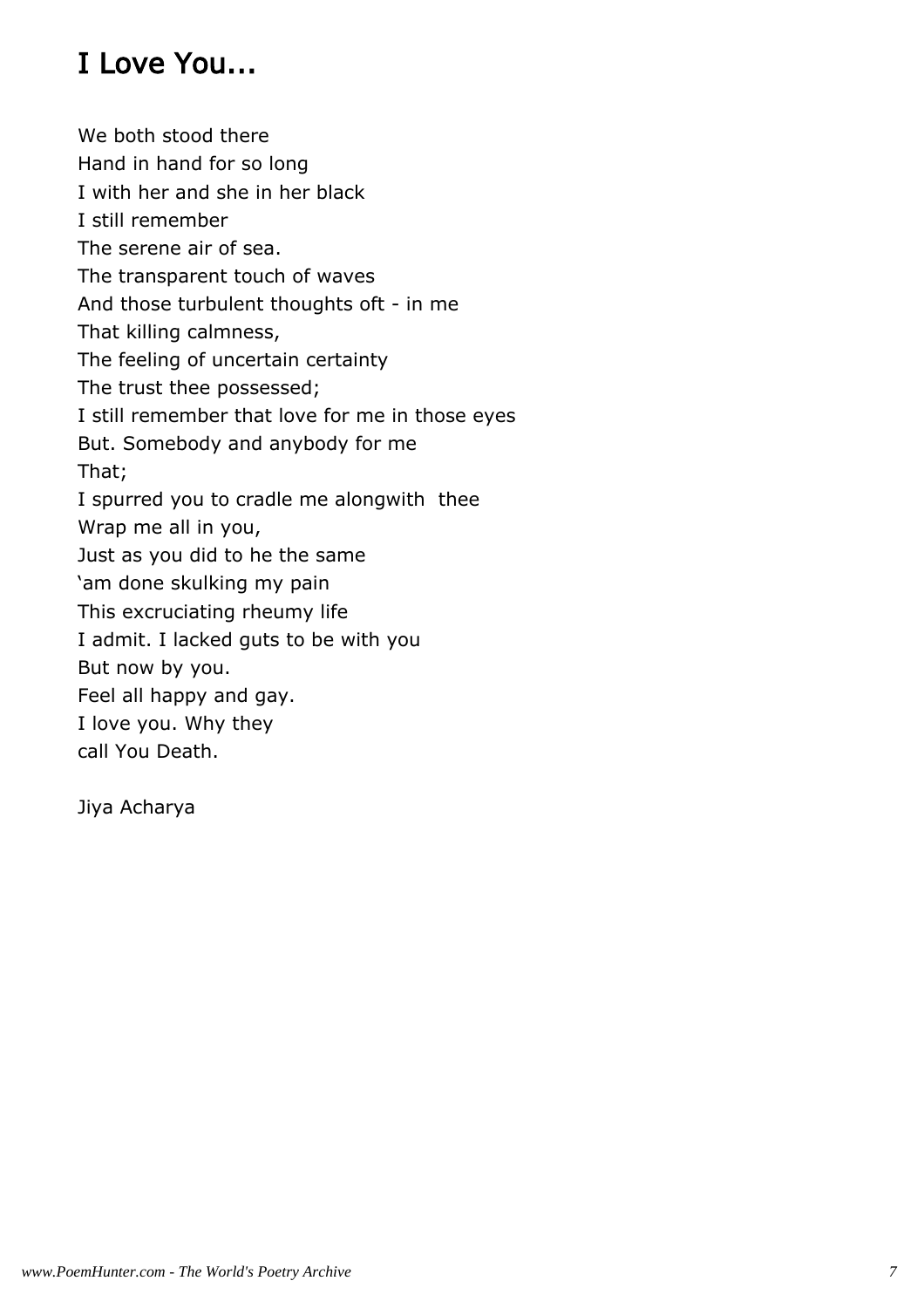# I Love You...

We both stood there
Hand in hand for so long
I with her and she in her black
I still remember
The serene air of sea.
The transparent touch of waves
And those turbulent thoughts oft - in me
That killing calmness,
The feeling of uncertain certainty
The trust thee possessed;
I still remember that love for me in those eyes
But. Somebody and anybody for me
That;
I spurred you to cradle me alongwith  thee
Wrap me all in you,
Just as you did to he the same
'am done skulking my pain
This excruciating rheumy life
I admit. I lacked guts to be with you
But now by you.
Feel all happy and gay.
I love you. Why they
call You Death.

Jiya Acharya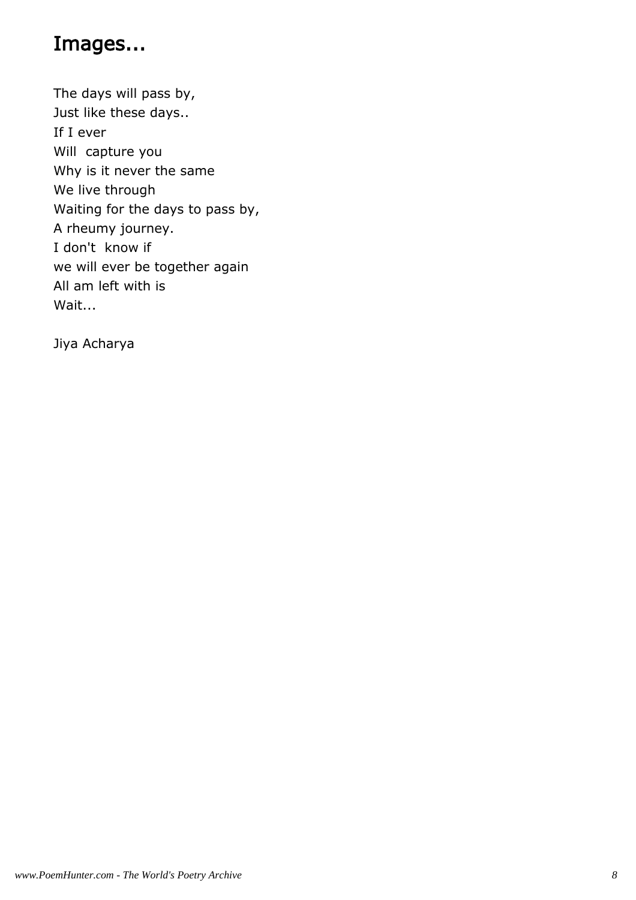# Images...

The days will pass by,  
Just like these days..  
If I ever  
Will  capture you  
Why is it never the same  
We live through  
Waiting for the days to pass by,  
A rheumy journey.  
I don't  know if  
we will ever be together again  
All am left with is  
Wait...

Jiya Acharya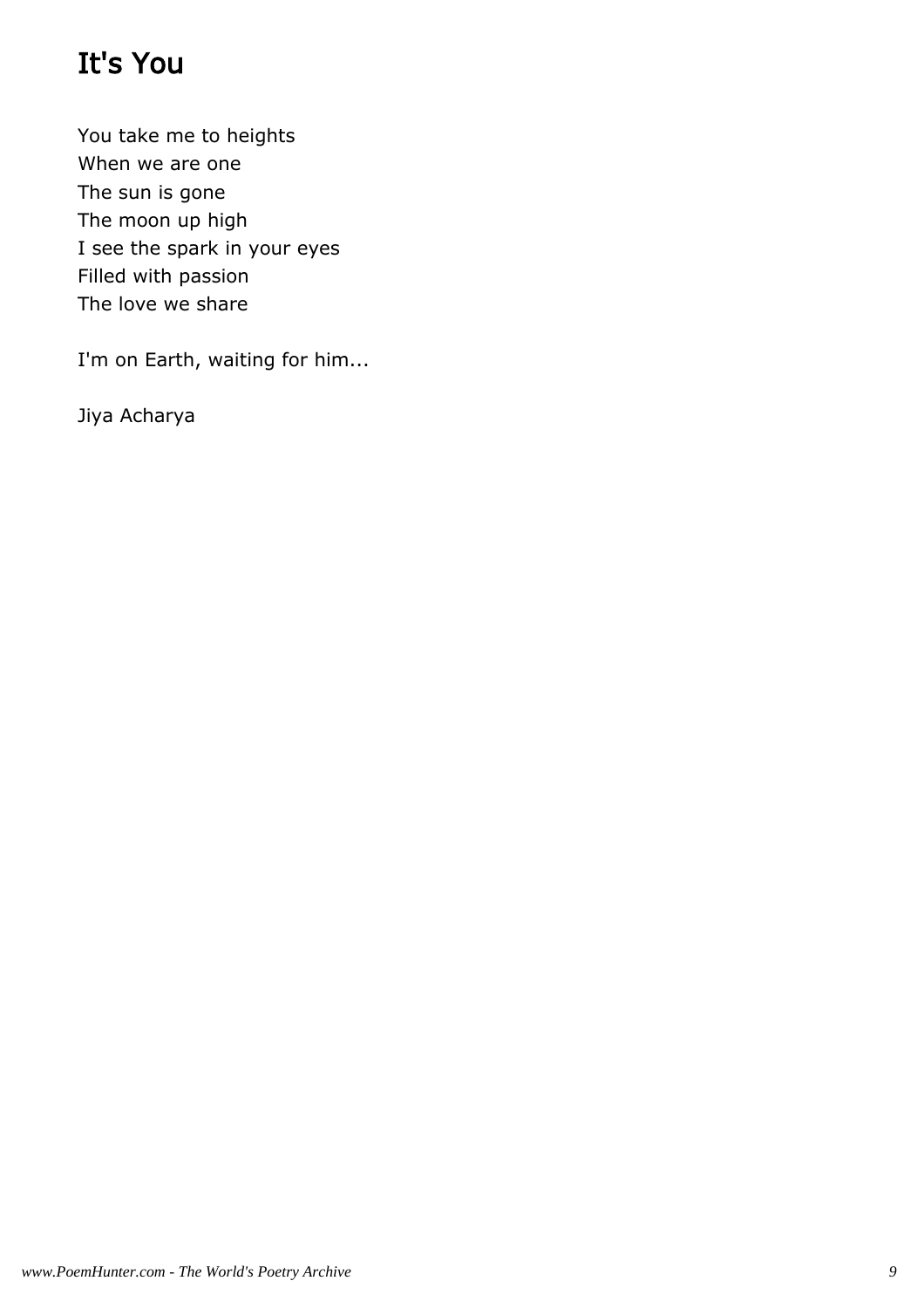# It's You

You take me to heights
When we are one
The sun is gone
The moon up high
I see the spark in your eyes
Filled with passion
The love we share

I'm on Earth, waiting for him...

Jiya Acharya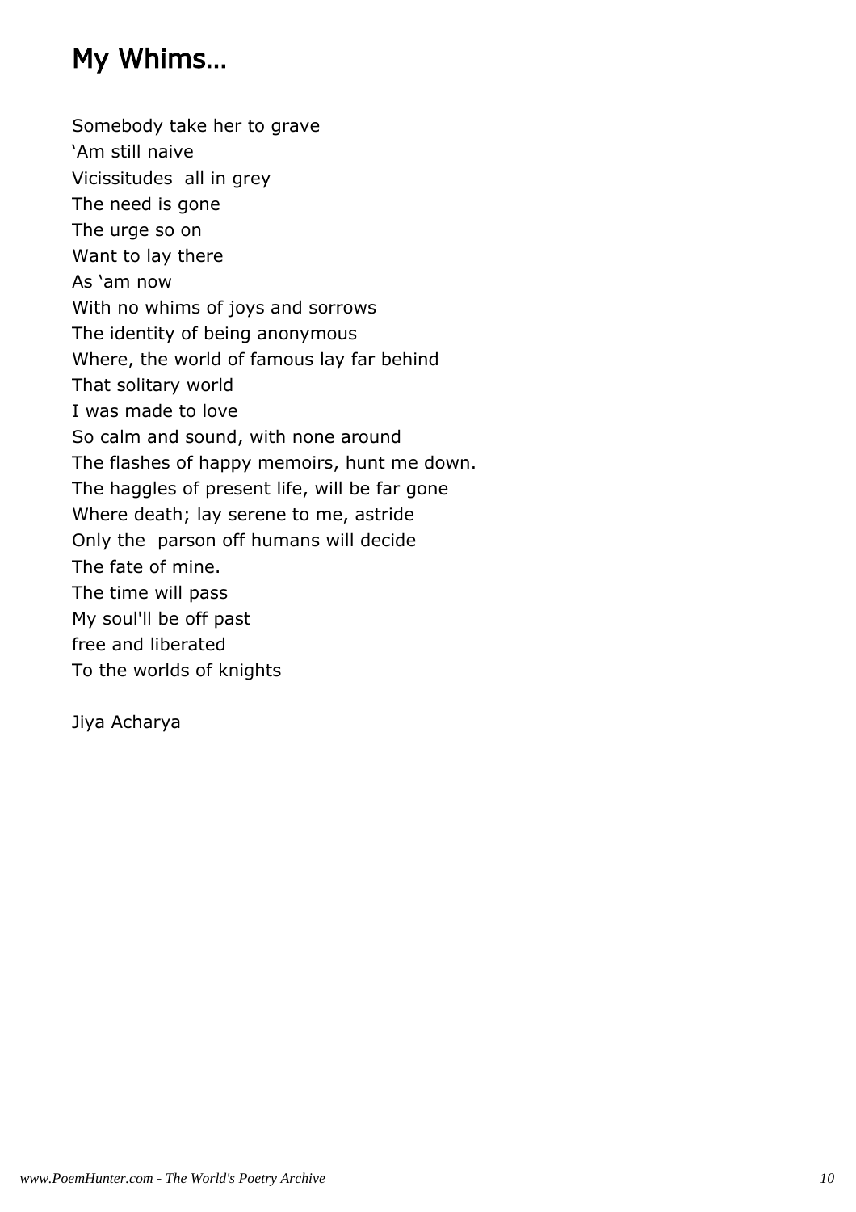## My Whims...

Somebody take her to grave  
'Am still naive  
Vicissitudes  all in grey  
The need is gone  
The urge so on  
Want to lay there  
As 'am now  
With no whims of joys and sorrows  
The identity of being anonymous  
Where, the world of famous lay far behind  
That solitary world  
I was made to love  
So calm and sound, with none around  
The flashes of happy memoirs, hunt me down.  
The haggles of present life, will be far gone  
Where death; lay serene to me, astride  
Only the  parson off humans will decide  
The fate of mine.  
The time will pass  
My soul'll be off past  
free and liberated  
To the worlds of knights

Jiya Acharya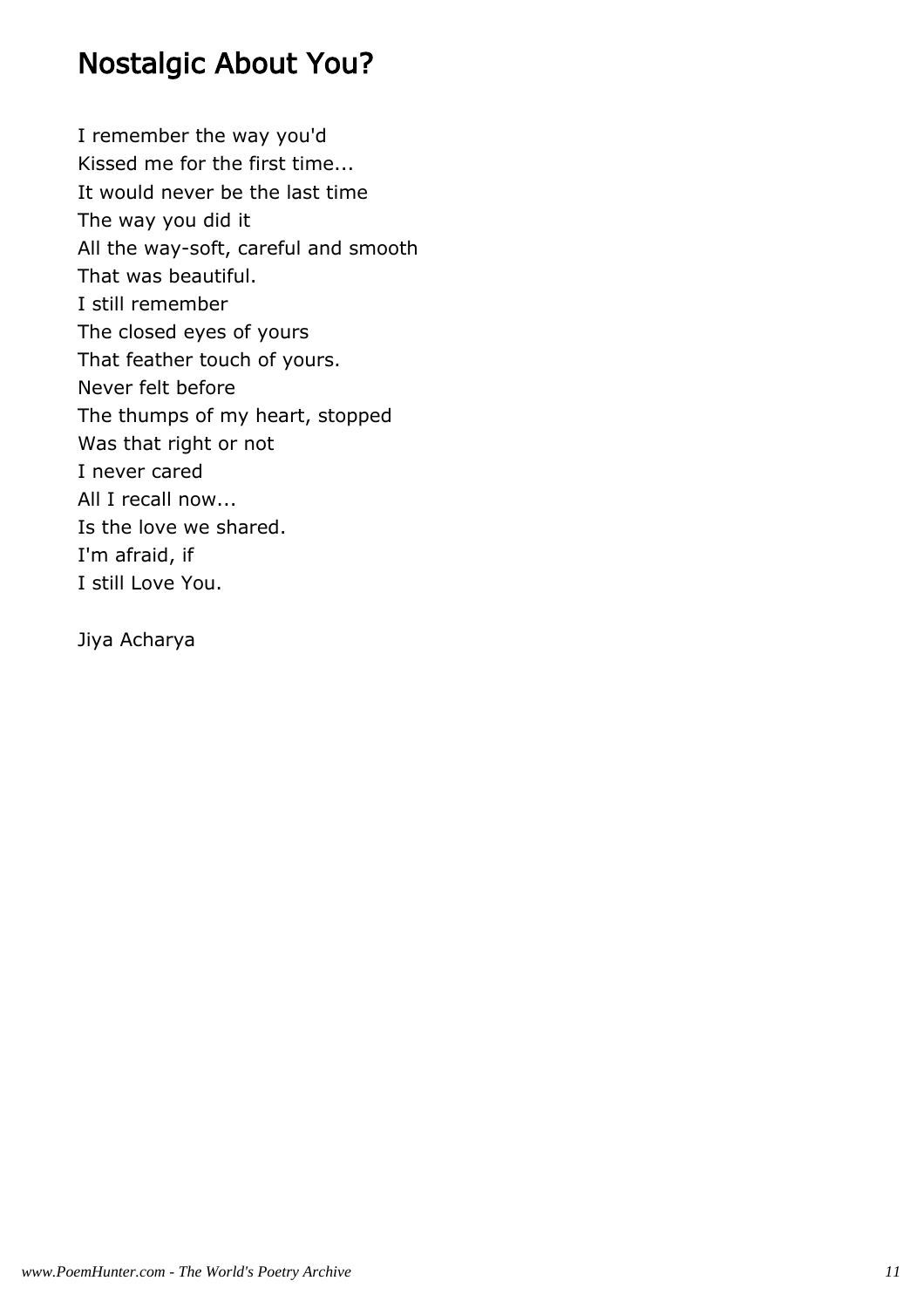# Nostalgic About You?

I remember the way you'd  
Kissed me for the first time...  
It would never be the last time  
The way you did it  
All the way-soft, careful and smooth  
That was beautiful.  
I still remember  
The closed eyes of yours  
That feather touch of yours.  
Never felt before  
The thumps of my heart, stopped  
Was that right or not  
I never cared  
All I recall now...  
Is the love we shared.  
I'm afraid, if  
I still Love You.

Jiya Acharya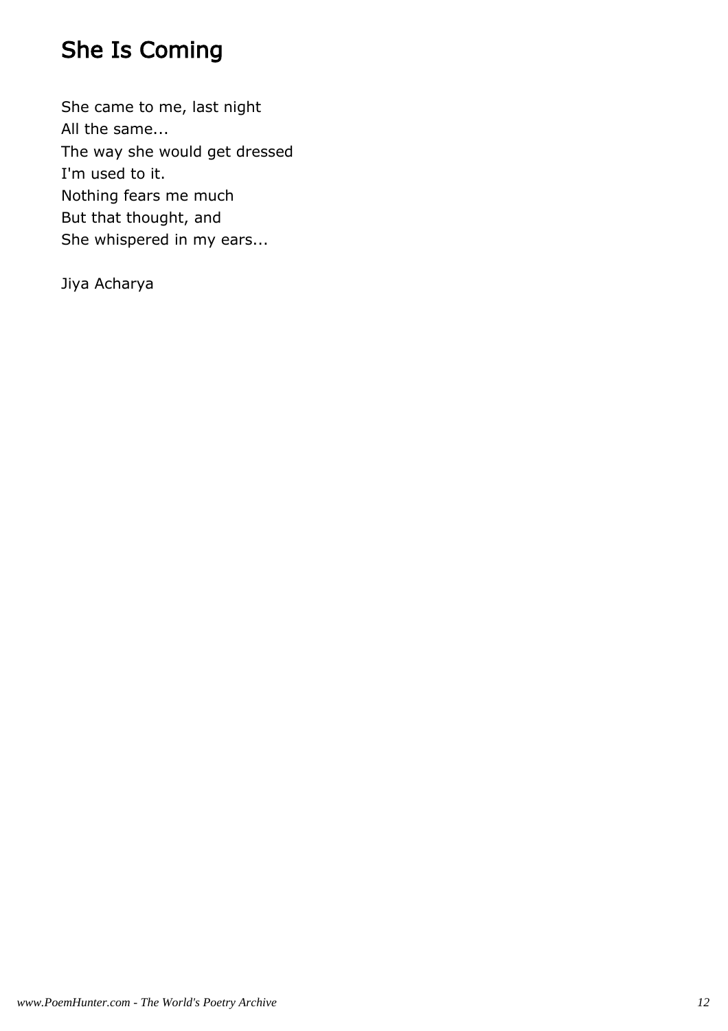## She Is Coming

She came to me, last night  
All the same...  
The way she would get dressed  
I'm used to it.  
Nothing fears me much  
But that thought, and  
She whispered in my ears...

Jiya Acharya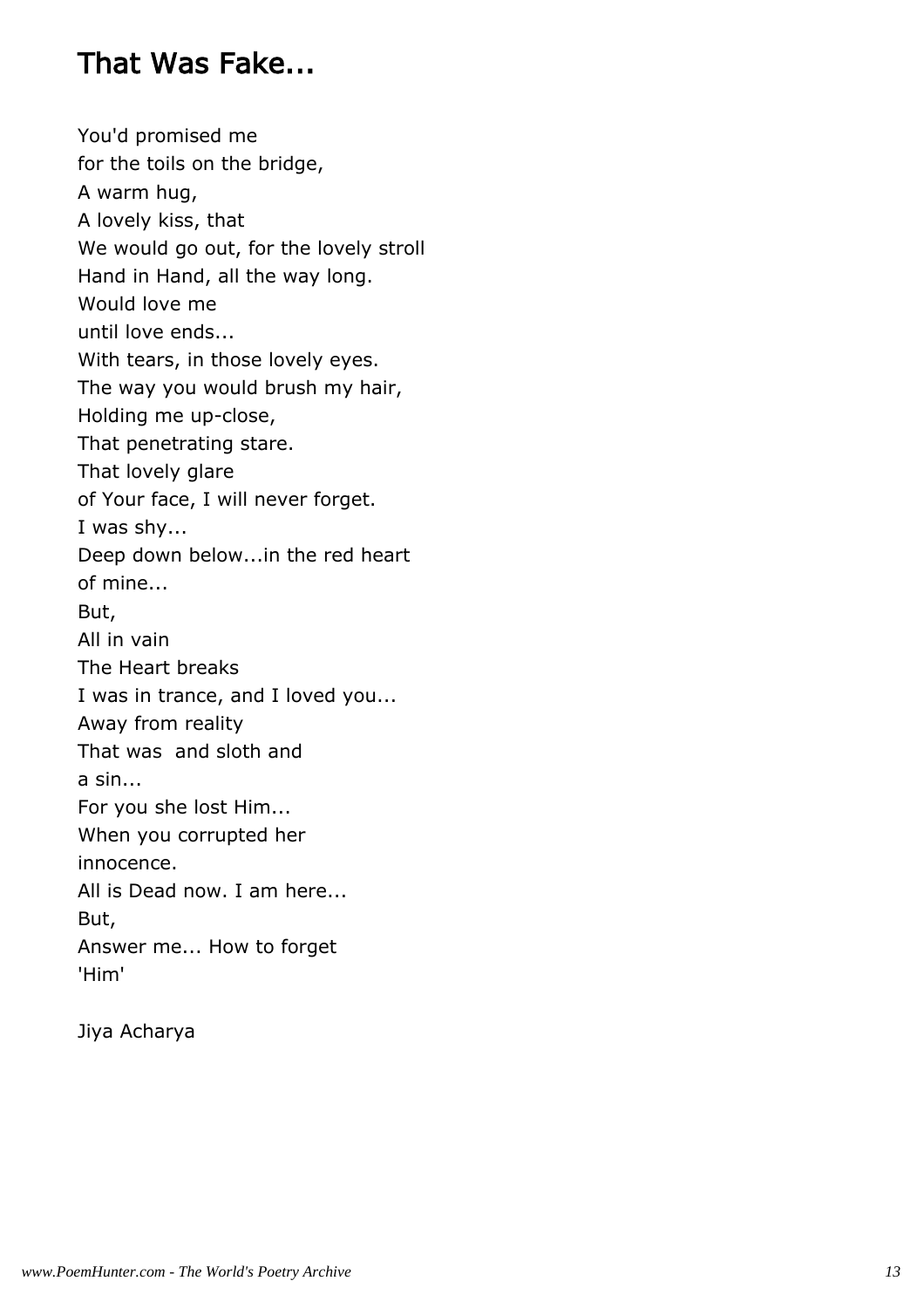# That Was Fake...

You'd promised me  
for the toils on the bridge,  
A warm hug,  
A lovely kiss, that  
We would go out, for the lovely stroll  
Hand in Hand, all the way long.  
Would love me  
until love ends...  
With tears, in those lovely eyes.  
The way you would brush my hair,  
Holding me up-close,  
That penetrating stare.  
That lovely glare  
of Your face, I will never forget.  
I was shy...  
Deep down below...in the red heart  
of mine...  
But,  
All in vain  
The Heart breaks  
I was in trance, and I loved you...  
Away from reality  
That was  and sloth and  
a sin...  
For you she lost Him...  
When you corrupted her  
innocence.  
All is Dead now. I am here...  
But,  
Answer me... How to forget  
'Him'

Jiya Acharya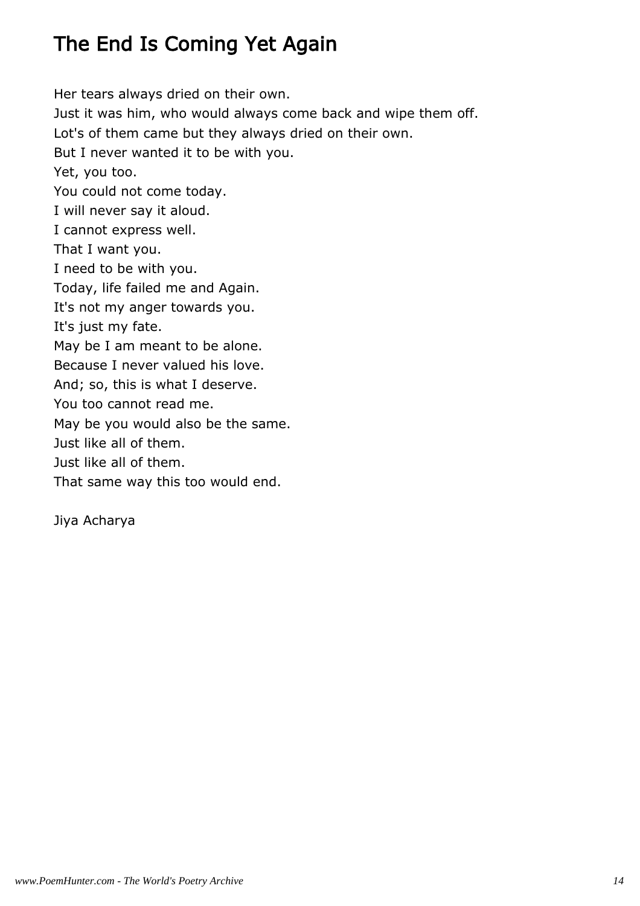# The End Is Coming Yet Again

Her tears always dried on their own.  
Just it was him, who would always come back and wipe them off.  
Lot's of them came but they always dried on their own.  
But I never wanted it to be with you.  
Yet, you too.  
You could not come today.  
I will never say it aloud.  
I cannot express well.  
That I want you.  
I need to be with you.  
Today, life failed me and Again.  
It's not my anger towards you.  
It's just my fate.  
May be I am meant to be alone.  
Because I never valued his love.  
And; so, this is what I deserve.  
You too cannot read me.  
May be you would also be the same.  
Just like all of them.  
Just like all of them.  
That same way this too would end.

Jiya Acharya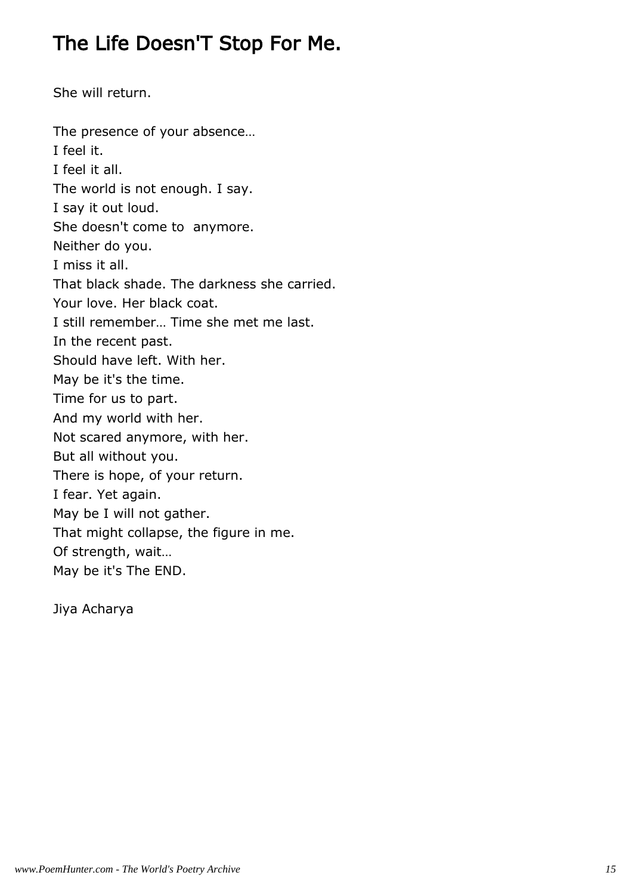## The Life Doesn'T Stop For Me.

She will return.

The presence of your absence…  
I feel it.  
I feel it all.  
The world is not enough. I say.  
I say it out loud.  
She doesn't come to  anymore.  
Neither do you.  
I miss it all.  
That black shade. The darkness she carried.  
Your love. Her black coat.  
I still remember… Time she met me last.  
In the recent past.  
Should have left. With her.  
May be it's the time.  
Time for us to part.  
And my world with her.  
Not scared anymore, with her.  
But all without you.  
There is hope, of your return.  
I fear. Yet again.  
May be I will not gather.  
That might collapse, the figure in me.  
Of strength, wait…  
May be it's The END.

Jiya Acharya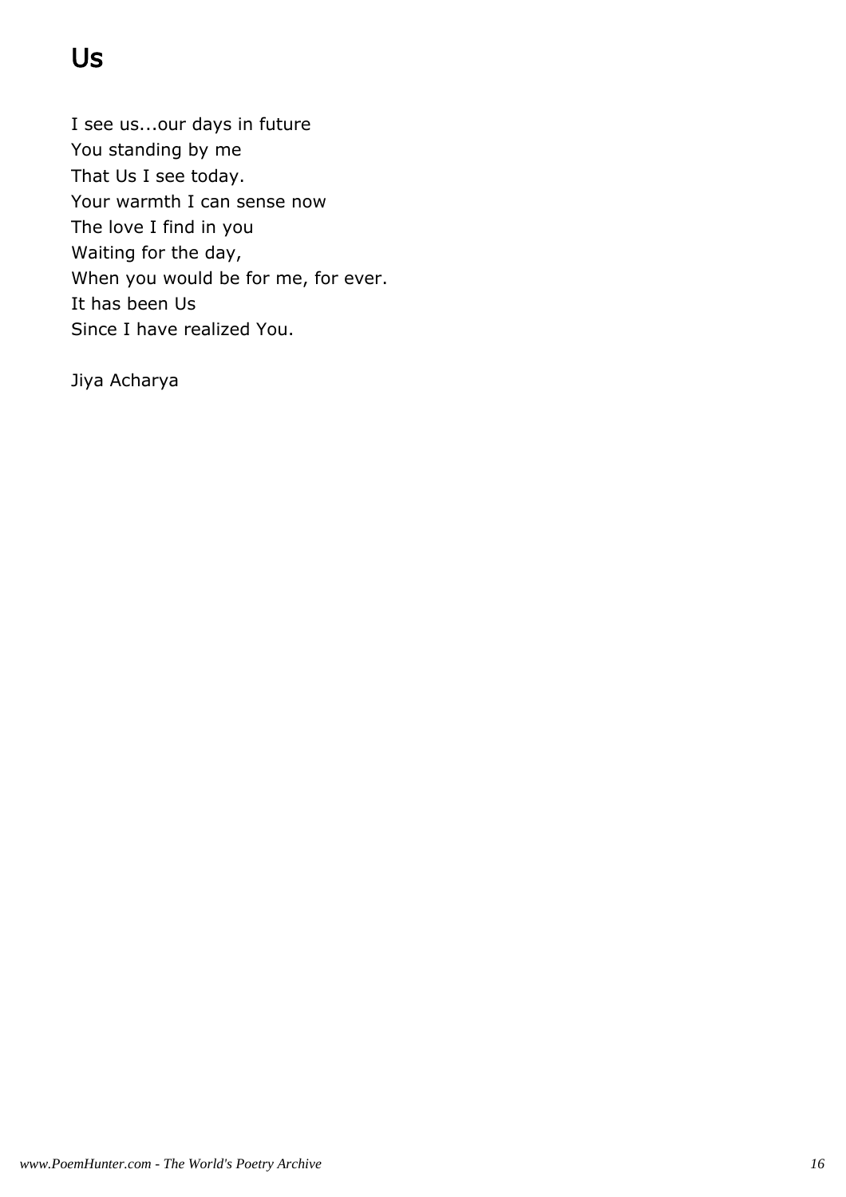# Us

I see us...our days in future
You standing by me
That Us I see today.
Your warmth I can sense now
The love I find in you
Waiting for the day,
When you would be for me, for ever.
It has been Us
Since I have realized You.

Jiya Acharya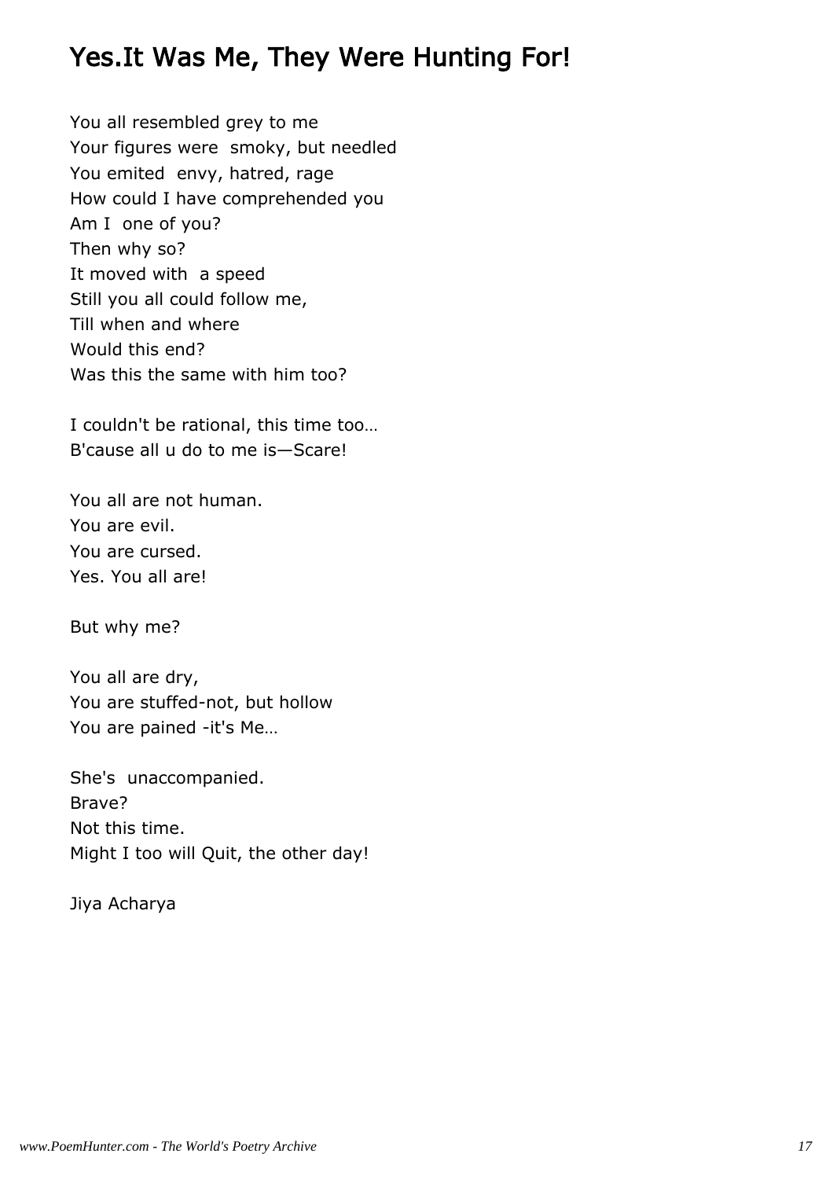# Yes.It Was Me, They Were Hunting For!

You all resembled grey to me  
Your figures were  smoky, but needled  
You emited  envy, hatred, rage  
How could I have comprehended you  
Am I  one of you?  
Then why so?  
It moved with  a speed  
Still you all could follow me,  
Till when and where  
Would this end?  
Was this the same with him too?

I couldn't be rational, this time too…  
B'cause all u do to me is—Scare!

You all are not human.  
You are evil.  
You are cursed.  
Yes. You all are!

But why me?

You all are dry,  
You are stuffed-not, but hollow  
You are pained -it's Me…

She's  unaccompanied.  
Brave?  
Not this time.  
Might I too will Quit, the other day!

Jiya Acharya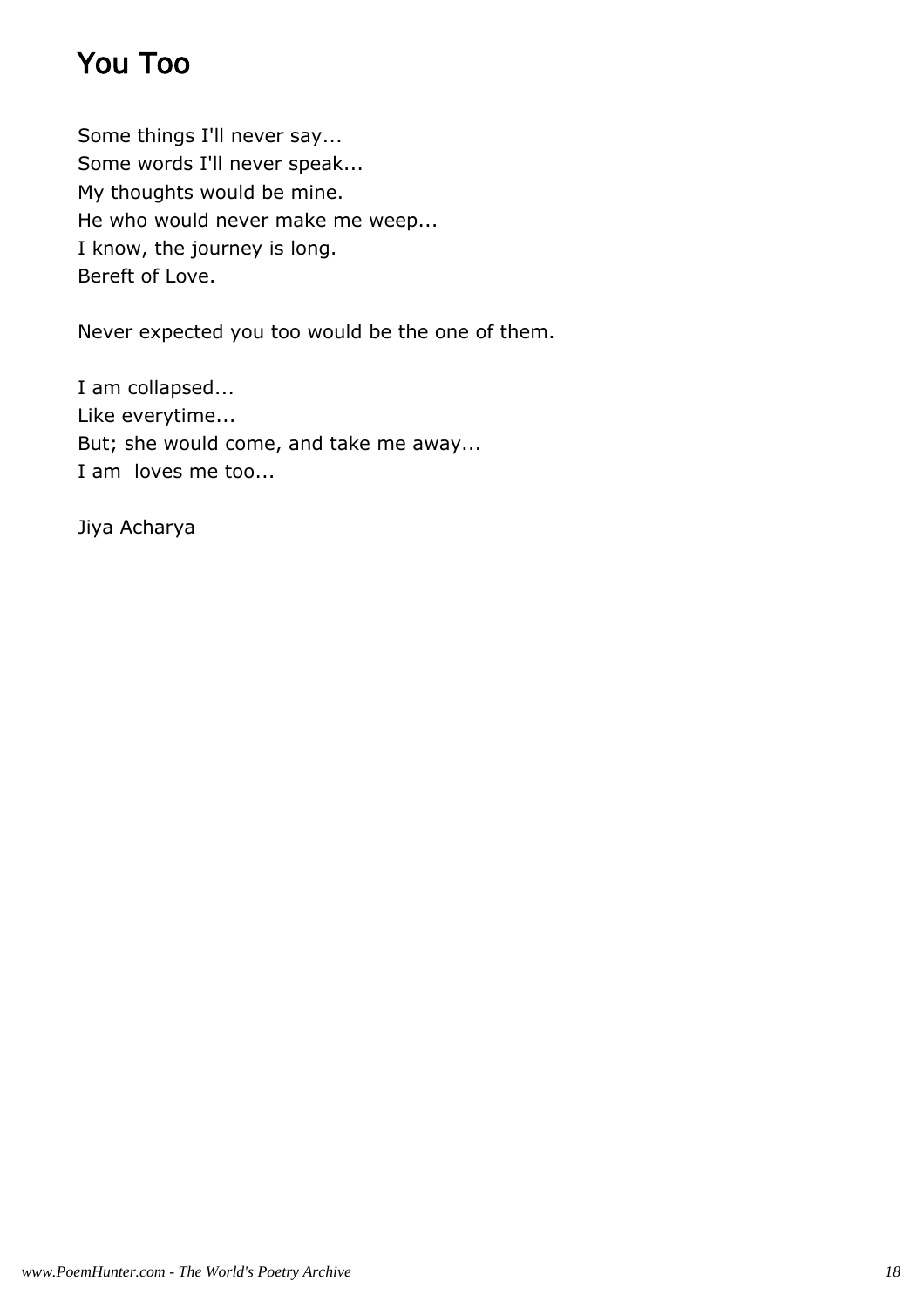# You Too

Some things I'll never say...
Some words I'll never speak...
My thoughts would be mine.
He who would never make me weep...
I know, the journey is long.
Bereft of Love.

Never expected you too would be the one of them.

I am collapsed...
Like everytime...
But; she would come, and take me away...
I am  loves me too...

Jiya Acharya